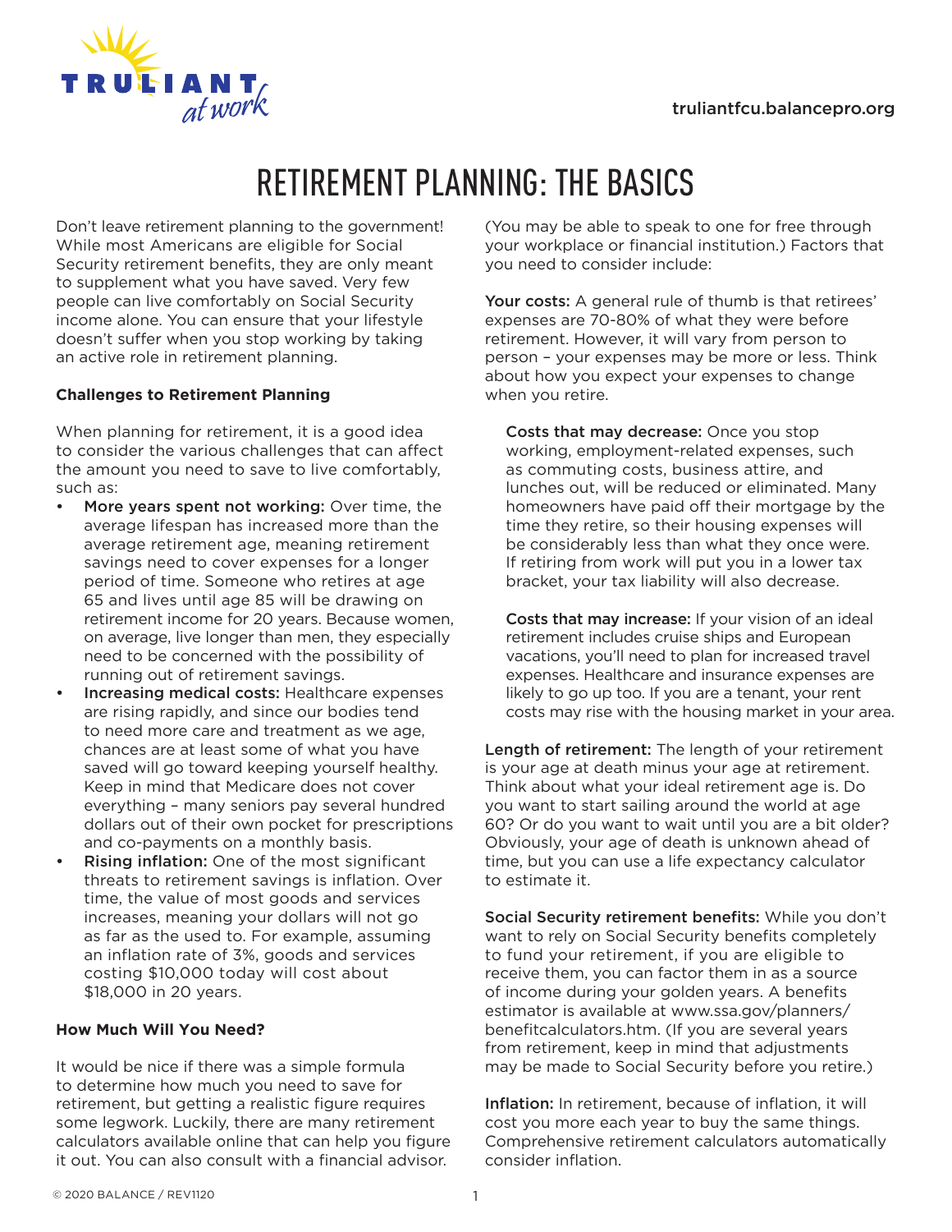# RETIREMENT PLANNING: THE BASICS

Don't leave retirement planning to the government! While most Americans are eligible for Social Security retirement benefits, they are only meant to supplement what you have saved. Very few people can live comfortably on Social Security income alone. You can ensure that your lifestyle doesn't suffer when you stop working by taking an active role in retirement planning.

**Challenges to Retirement Planning**

When planning for retirement, it is a good idea to consider the various challenges that can affect the amount you need to save to live comfortably, such as:

- **More years spent not working:** Over time, the average lifespan has increased more than the average retirement age, meaning retirement savings need to cover expenses for a longer period of time. Someone who retires at age 65 and lives until age 85 will be drawing on retirement income for 20 years. Because women, on average, live longer than men, they especially need to be concerned with the possibility of running out of retirement savings.
- **Increasing medical costs:** Healthcare expenses are rising rapidly, and since our bodies tend to need more care and treatment as we age, chances are at least some of what you have saved will go toward keeping yourself healthy. Keep in mind that Medicare does not cover everything – many seniors pay several hundred dollars out of their own pocket for prescriptions and co-payments on a monthly basis.
- **Rising inflation:** One of the most significant threats to retirement savings is inflation. Over time, the value of most goods and services increases, meaning your dollars will not go as far as the used to. For example, assuming an inflation rate of 3%, goods and services costing $10,000 today will cost about $18,000 in 20 years.

**How Much Will You Need?**

It would be nice if there was a simple formula to determine how much you need to save for retirement, but getting a realistic figure requires some legwork. Luckily, there are many retirement calculators available online that can help you figure it out. You can also consult with a financial advisor. (You may be able to speak to one for free through your workplace or financial institution.) Factors that you need to consider include:

**Your costs:** A general rule of thumb is that retirees' expenses are 70-80% of what they were before retirement. However, it will vary from person to person – your expenses may be more or less. Think about how you expect your expenses to change when you retire.

> **Costs that may decrease:** Once you stop working, employment-related expenses, such as commuting costs, business attire, and lunches out, will be reduced or eliminated. Many homeowners have paid off their mortgage by the time they retire, so their housing expenses will be considerably less than what they once were. If retiring from work will put you in a lower tax bracket, your tax liability will also decrease.
>
> **Costs that may increase:** If your vision of an ideal retirement includes cruise ships and European vacations, you'll need to plan for increased travel expenses. Healthcare and insurance expenses are likely to go up too. If you are a tenant, your rent costs may rise with the housing market in your area.

**Length of retirement:** The length of your retirement is your age at death minus your age at retirement. Think about what your ideal retirement age is. Do you want to start sailing around the world at age 60? Or do you want to wait until you are a bit older? Obviously, your age of death is unknown ahead of time, but you can use a life expectancy calculator to estimate it.

**Social Security retirement benefits:** While you don't want to rely on Social Security benefits completely to fund your retirement, if you are eligible to receive them, you can factor them in as a source of income during your golden years. A benefits estimator is available at www.ssa.gov/planners/benefitcalculators.htm. (If you are several years from retirement, keep in mind that adjustments may be made to Social Security before you retire.)

**Inflation:** In retirement, because of inflation, it will cost you more each year to buy the same things. Comprehensive retirement calculators automatically consider inflation.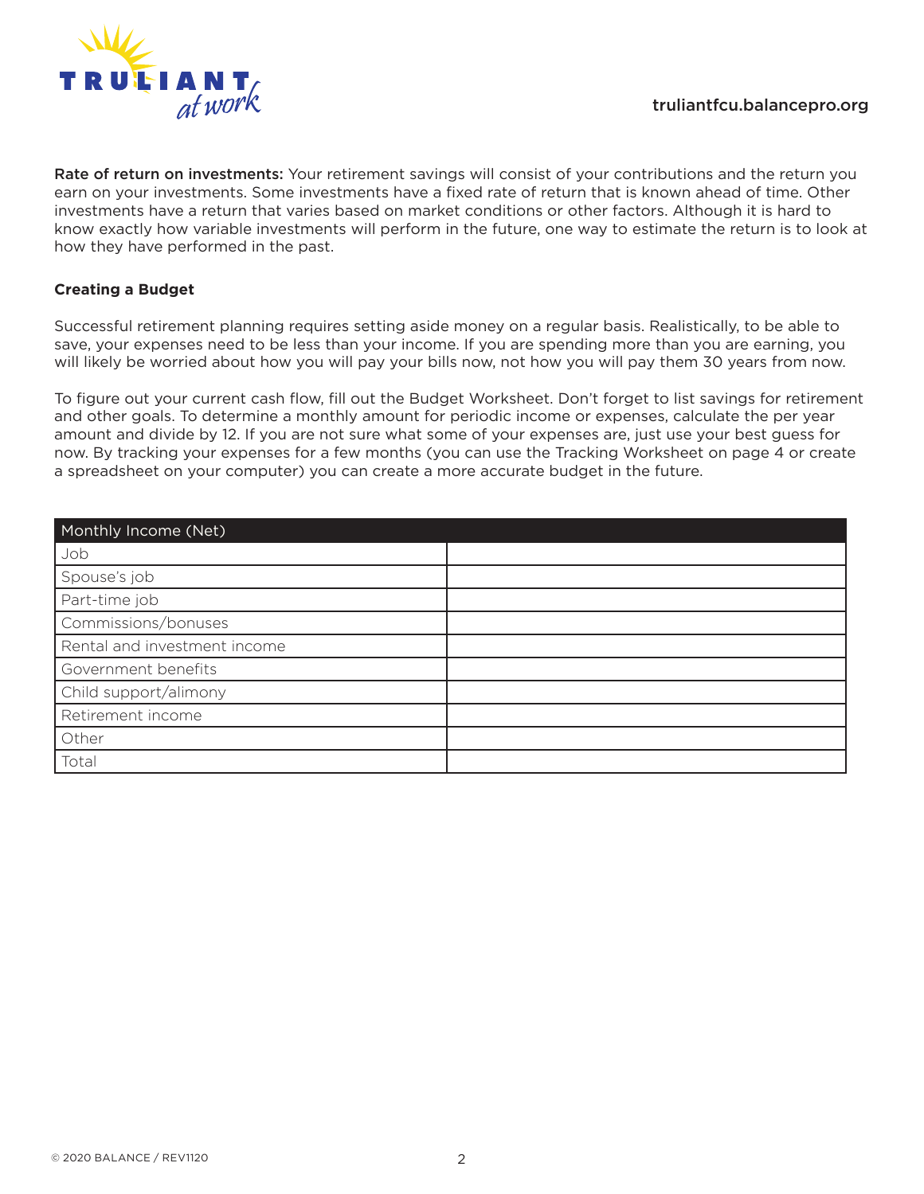**Rate of return on investments:** Your retirement savings will consist of your contributions and the return you earn on your investments. Some investments have a fixed rate of return that is known ahead of time. Other investments have a return that varies based on market conditions or other factors. Although it is hard to know exactly how variable investments will perform in the future, one way to estimate the return is to look at how they have performed in the past.

### Creating a Budget

Successful retirement planning requires setting aside money on a regular basis. Realistically, to be able to save, your expenses need to be less than your income. If you are spending more than you are earning, you will likely be worried about how you will pay your bills now, not how you will pay them 30 years from now.

To figure out your current cash flow, fill out the Budget Worksheet. Don't forget to list savings for retirement and other goals. To determine a monthly amount for periodic income or expenses, calculate the per year amount and divide by 12. If you are not sure what some of your expenses are, just use your best guess for now. By tracking your expenses for a few months (you can use the Tracking Worksheet on page 4 or create a spreadsheet on your computer) you can create a more accurate budget in the future.

| Monthly Income (Net) | |
|---|---|
| Job | |
| Spouse's job | |
| Part-time job | |
| Commissions/bonuses | |
| Rental and investment income | |
| Government benefits | |
| Child support/alimony | |
| Retirement income | |
| Other | |
| Total | |

© 2020 BALANCE / REV1120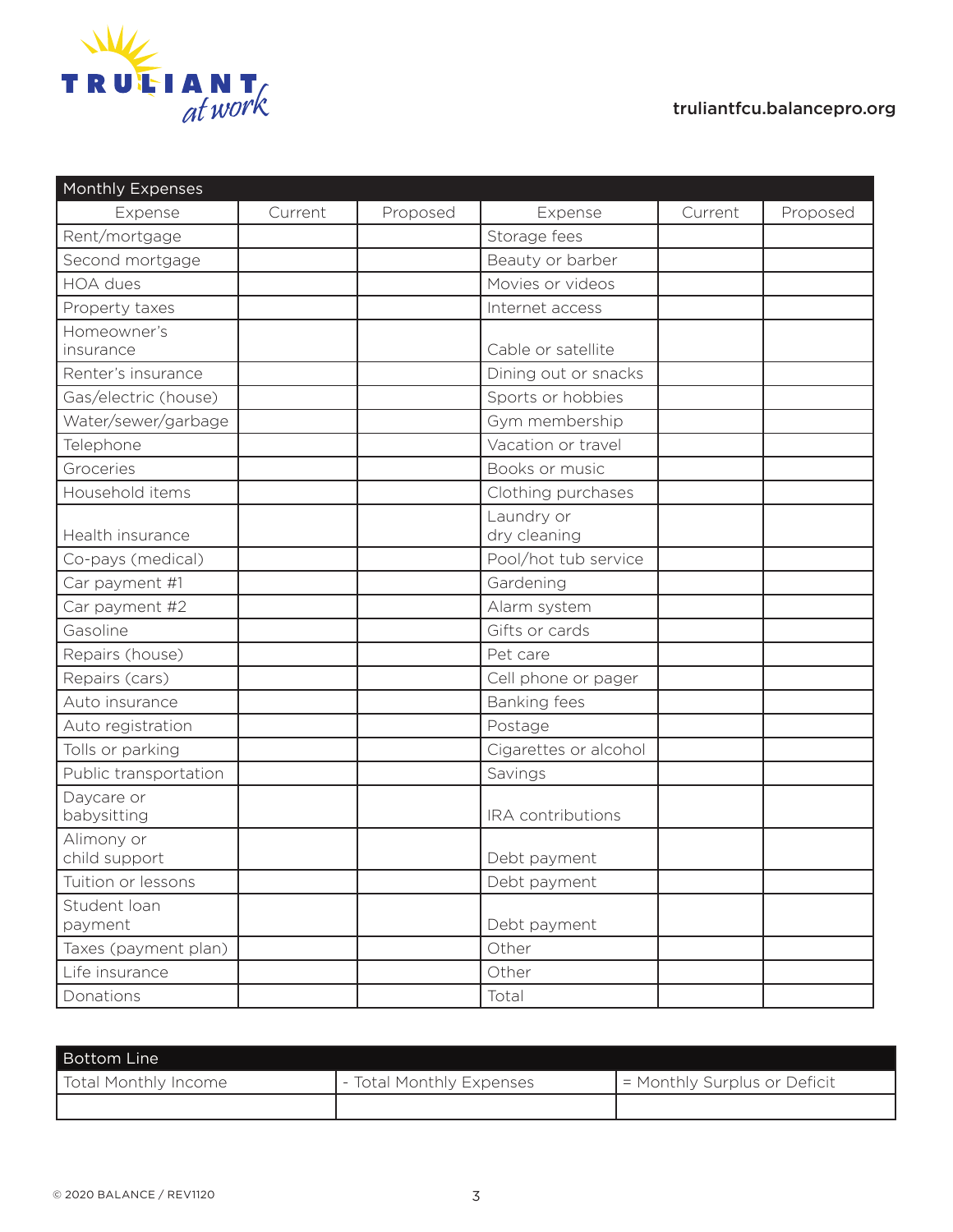| Monthly Expenses | | | | | |
|---|---|---|---|---|---|
| Expense | Current | Proposed | Expense | Current | Proposed |
| Rent/mortgage | | | Storage fees | | |
| Second mortgage | | | Beauty or barber | | |
| HOA dues | | | Movies or videos | | |
| Property taxes | | | Internet access | | |
| Homeowner's insurance | | | Cable or satellite | | |
| Renter's insurance | | | Dining out or snacks | | |
| Gas/electric (house) | | | Sports or hobbies | | |
| Water/sewer/garbage | | | Gym membership | | |
| Telephone | | | Vacation or travel | | |
| Groceries | | | Books or music | | |
| Household items | | | Clothing purchases | | |
| Health insurance | | | Laundry or dry cleaning | | |
| Co-pays (medical) | | | Pool/hot tub service | | |
| Car payment #1 | | | Gardening | | |
| Car payment #2 | | | Alarm system | | |
| Gasoline | | | Gifts or cards | | |
| Repairs (house) | | | Pet care | | |
| Repairs (cars) | | | Cell phone or pager | | |
| Auto insurance | | | Banking fees | | |
| Auto registration | | | Postage | | |
| Tolls or parking | | | Cigarettes or alcohol | | |
| Public transportation | | | Savings | | |
| Daycare or babysitting | | | IRA contributions | | |
| Alimony or child support | | | Debt payment | | |
| Tuition or lessons | | | Debt payment | | |
| Student loan payment | | | Debt payment | | |
| Taxes (payment plan) | | | Other | | |
| Life insurance | | | Other | | |
| Donations | | | Total | | |

| Bottom Line | | |
|---|---|---|
| Total Monthly Income | - Total Monthly Expenses | = Monthly Surplus or Deficit |
| | | |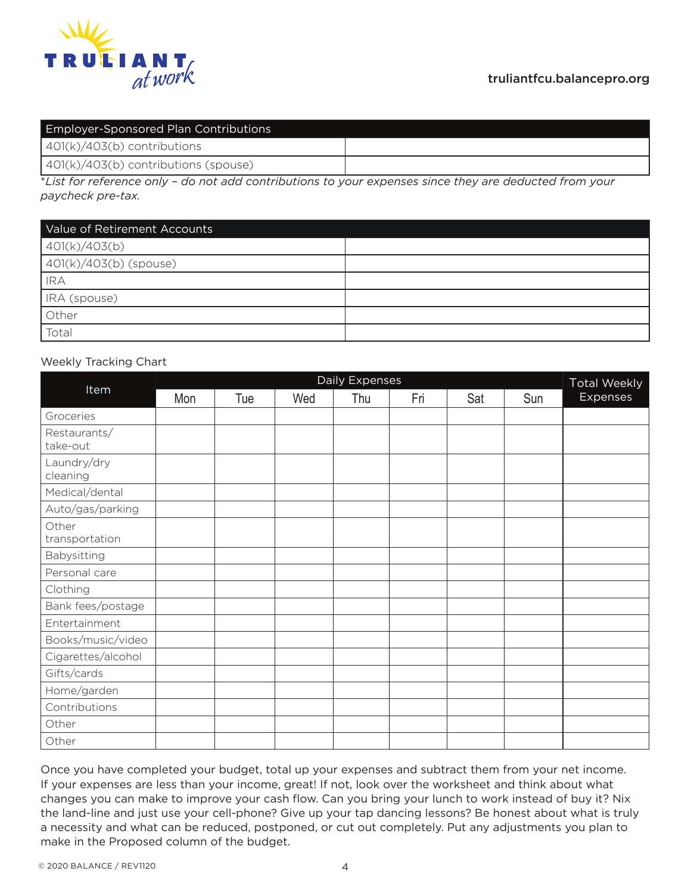| Employer-Sponsored Plan Contributions | |
|---|---|
| 401(k)/403(b) contributions | |
| 401(k)/403(b) contributions (spouse) | |

*\*List for reference only – do not add contributions to your expenses since they are deducted from your paycheck pre-tax.*

| Value of Retirement Accounts | |
|---|---|
| 401(k)/403(b) | |
| 401(k)/403(b) (spouse) | |
| IRA | |
| IRA (spouse) | |
| Other | |
| Total | |

Weekly Tracking Chart

| Item | Daily Expenses | | | | | | | Total Weekly Expenses |
|---|---|---|---|---|---|---|---|---|
| | Mon | Tue | Wed | Thu | Fri | Sat | Sun | |
| Groceries | | | | | | | | |
| Restaurants/ take-out | | | | | | | | |
| Laundry/dry cleaning | | | | | | | | |
| Medical/dental | | | | | | | | |
| Auto/gas/parking | | | | | | | | |
| Other transportation | | | | | | | | |
| Babysitting | | | | | | | | |
| Personal care | | | | | | | | |
| Clothing | | | | | | | | |
| Bank fees/postage | | | | | | | | |
| Entertainment | | | | | | | | |
| Books/music/video | | | | | | | | |
| Cigarettes/alcohol | | | | | | | | |
| Gifts/cards | | | | | | | | |
| Home/garden | | | | | | | | |
| Contributions | | | | | | | | |
| Other | | | | | | | | |
| Other | | | | | | | | |

Once you have completed your budget, total up your expenses and subtract them from your net income. If your expenses are less than your income, great! If not, look over the worksheet and think about what changes you can make to improve your cash flow. Can you bring your lunch to work instead of buy it? Nix the land-line and just use your cell-phone? Give up your tap dancing lessons? Be honest about what is truly a necessity and what can be reduced, postponed, or cut out completely. Put any adjustments you plan to make in the Proposed column of the budget.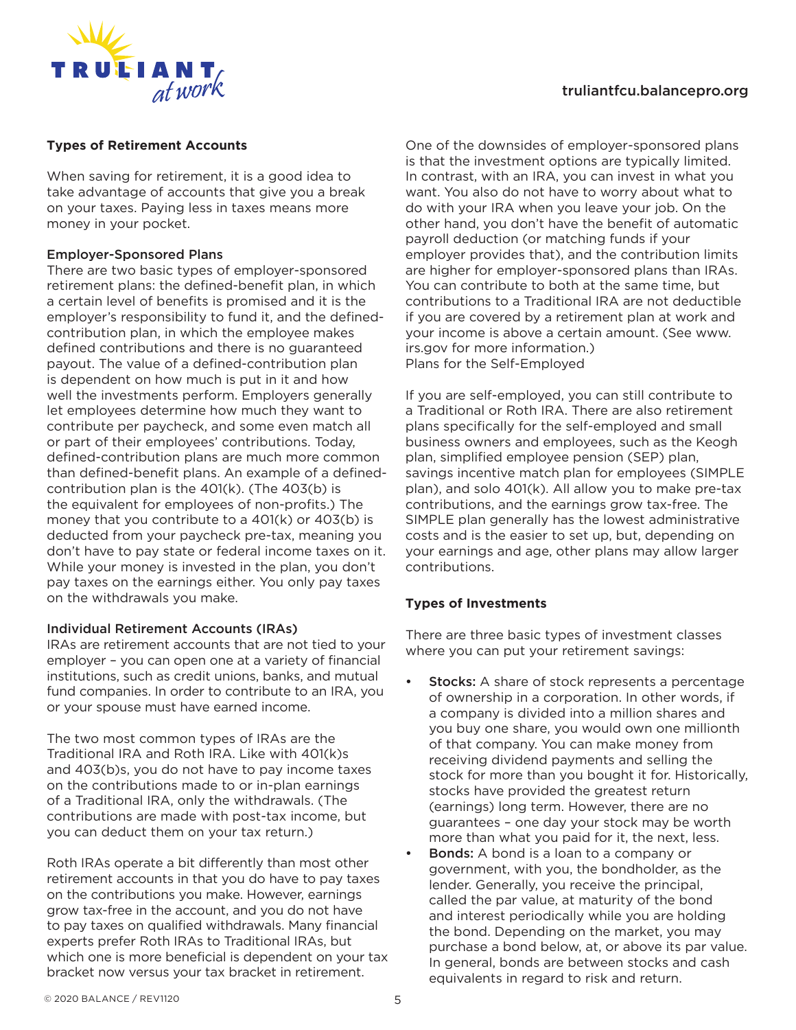## Types of Retirement Accounts

When saving for retirement, it is a good idea to take advantage of accounts that give you a break on your taxes. Paying less in taxes means more money in your pocket.

### Employer-Sponsored Plans

There are two basic types of employer-sponsored retirement plans: the defined-benefit plan, in which a certain level of benefits is promised and it is the employer's responsibility to fund it, and the defined-contribution plan, in which the employee makes defined contributions and there is no guaranteed payout. The value of a defined-contribution plan is dependent on how much is put in it and how well the investments perform. Employers generally let employees determine how much they want to contribute per paycheck, and some even match all or part of their employees' contributions. Today, defined-contribution plans are much more common than defined-benefit plans. An example of a defined-contribution plan is the 401(k). (The 403(b) is the equivalent for employees of non-profits.) The money that you contribute to a 401(k) or 403(b) is deducted from your paycheck pre-tax, meaning you don't have to pay state or federal income taxes on it. While your money is invested in the plan, you don't pay taxes on the earnings either. You only pay taxes on the withdrawals you make.

### Individual Retirement Accounts (IRAs)

IRAs are retirement accounts that are not tied to your employer – you can open one at a variety of financial institutions, such as credit unions, banks, and mutual fund companies. In order to contribute to an IRA, you or your spouse must have earned income.

The two most common types of IRAs are the Traditional IRA and Roth IRA. Like with 401(k)s and 403(b)s, you do not have to pay income taxes on the contributions made to or in-plan earnings of a Traditional IRA, only the withdrawals. (The contributions are made with post-tax income, but you can deduct them on your tax return.)

Roth IRAs operate a bit differently than most other retirement accounts in that you do have to pay taxes on the contributions you make. However, earnings grow tax-free in the account, and you do not have to pay taxes on qualified withdrawals. Many financial experts prefer Roth IRAs to Traditional IRAs, but which one is more beneficial is dependent on your tax bracket now versus your tax bracket in retirement.

One of the downsides of employer-sponsored plans is that the investment options are typically limited. In contrast, with an IRA, you can invest in what you want. You also do not have to worry about what to do with your IRA when you leave your job. On the other hand, you don't have the benefit of automatic payroll deduction (or matching funds if your employer provides that), and the contribution limits are higher for employer-sponsored plans than IRAs. You can contribute to both at the same time, but contributions to a Traditional IRA are not deductible if you are covered by a retirement plan at work and your income is above a certain amount. (See www.irs.gov for more information.)

### Plans for the Self-Employed

If you are self-employed, you can still contribute to a Traditional or Roth IRA. There are also retirement plans specifically for the self-employed and small business owners and employees, such as the Keogh plan, simplified employee pension (SEP) plan, savings incentive match plan for employees (SIMPLE plan), and solo 401(k). All allow you to make pre-tax contributions, and the earnings grow tax-free. The SIMPLE plan generally has the lowest administrative costs and is the easier to set up, but, depending on your earnings and age, other plans may allow larger contributions.

## Types of Investments

There are three basic types of investment classes where you can put your retirement savings:

- **Stocks:** A share of stock represents a percentage of ownership in a corporation. In other words, if a company is divided into a million shares and you buy one share, you would own one millionth of that company. You can make money from receiving dividend payments and selling the stock for more than you bought it for. Historically, stocks have provided the greatest return (earnings) long term. However, there are no guarantees – one day your stock may be worth more than what you paid for it, the next, less.
- **Bonds:** A bond is a loan to a company or government, with you, the bondholder, as the lender. Generally, you receive the principal, called the par value, at maturity of the bond and interest periodically while you are holding the bond. Depending on the market, you may purchase a bond below, at, or above its par value. In general, bonds are between stocks and cash equivalents in regard to risk and return.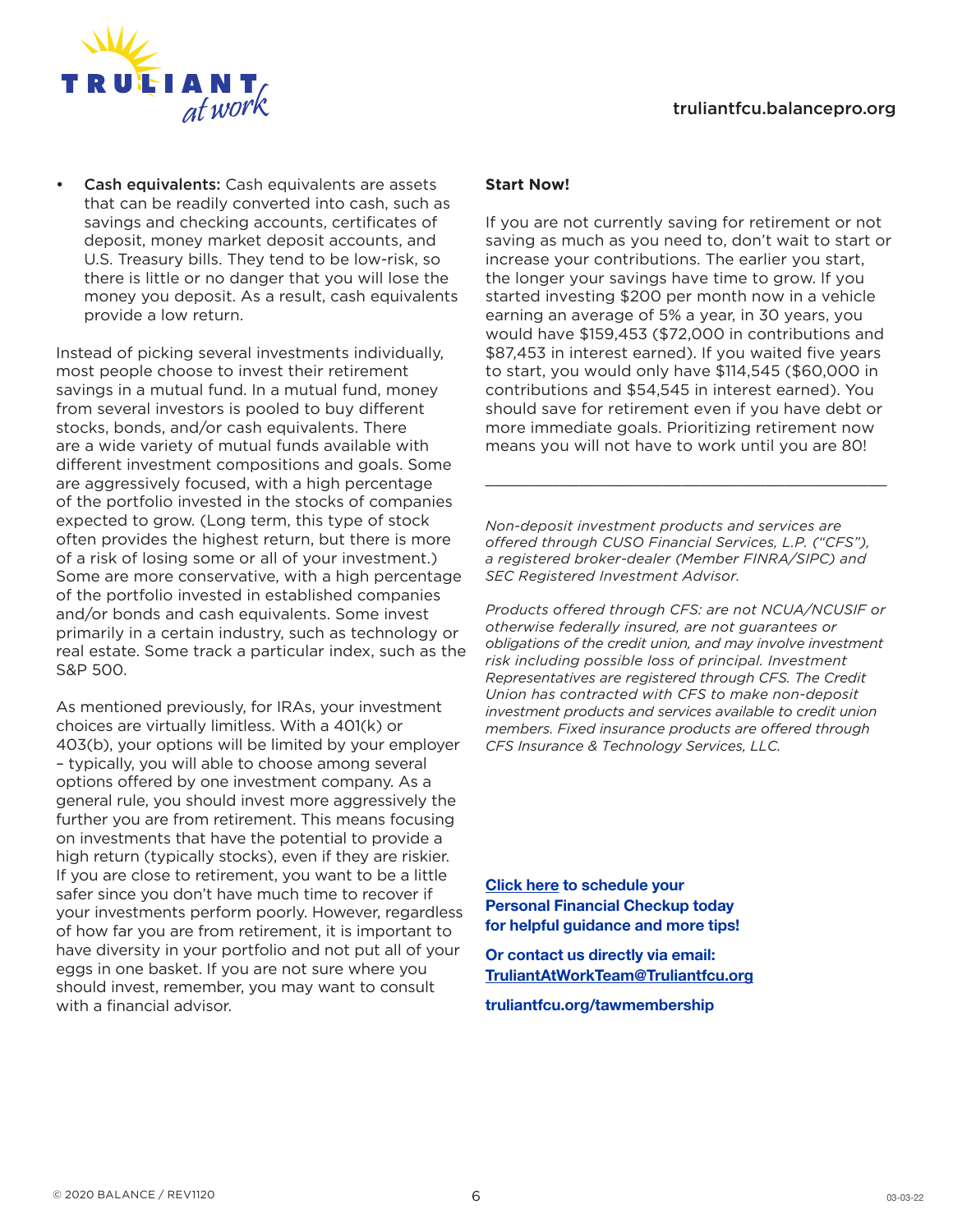- **Cash equivalents:** Cash equivalents are assets that can be readily converted into cash, such as savings and checking accounts, certificates of deposit, money market deposit accounts, and U.S. Treasury bills. They tend to be low-risk, so there is little or no danger that you will lose the money you deposit. As a result, cash equivalents provide a low return.

Instead of picking several investments individually, most people choose to invest their retirement savings in a mutual fund. In a mutual fund, money from several investors is pooled to buy different stocks, bonds, and/or cash equivalents. There are a wide variety of mutual funds available with different investment compositions and goals. Some are aggressively focused, with a high percentage of the portfolio invested in the stocks of companies expected to grow. (Long term, this type of stock often provides the highest return, but there is more of a risk of losing some or all of your investment.) Some are more conservative, with a high percentage of the portfolio invested in established companies and/or bonds and cash equivalents. Some invest primarily in a certain industry, such as technology or real estate. Some track a particular index, such as the S&P 500.

As mentioned previously, for IRAs, your investment choices are virtually limitless. With a 401(k) or 403(b), your options will be limited by your employer – typically, you will able to choose among several options offered by one investment company. As a general rule, you should invest more aggressively the further you are from retirement. This means focusing on investments that have the potential to provide a high return (typically stocks), even if they are riskier. If you are close to retirement, you want to be a little safer since you don't have much time to recover if your investments perform poorly. However, regardless of how far you are from retirement, it is important to have diversity in your portfolio and not put all of your eggs in one basket. If you are not sure where you should invest, remember, you may want to consult with a financial advisor.

**Start Now!**

If you are not currently saving for retirement or not saving as much as you need to, don't wait to start or increase your contributions. The earlier you start, the longer your savings have time to grow. If you started investing $200 per month now in a vehicle earning an average of 5% a year, in 30 years, you would have $159,453 ($72,000 in contributions and $87,453 in interest earned). If you waited five years to start, you would only have $114,545 ($60,000 in contributions and $54,545 in interest earned). You should save for retirement even if you have debt or more immediate goals. Prioritizing retirement now means you will not have to work until you are 80!

---

*Non-deposit investment products and services are offered through CUSO Financial Services, L.P. ("CFS"), a registered broker-dealer (Member FINRA/SIPC) and SEC Registered Investment Advisor.*

*Products offered through CFS: are not NCUA/NCUSIF or otherwise federally insured, are not guarantees or obligations of the credit union, and may involve investment risk including possible loss of principal. Investment Representatives are registered through CFS. The Credit Union has contracted with CFS to make non-deposit investment products and services available to credit union members. Fixed insurance products are offered through CFS Insurance & Technology Services, LLC.*

**Click here to schedule your Personal Financial Checkup today for helpful guidance and more tips!**

**Or contact us directly via email: TruliantAtWorkTeam@Truliantfcu.org**

**truliantfcu.org/tawmembership**